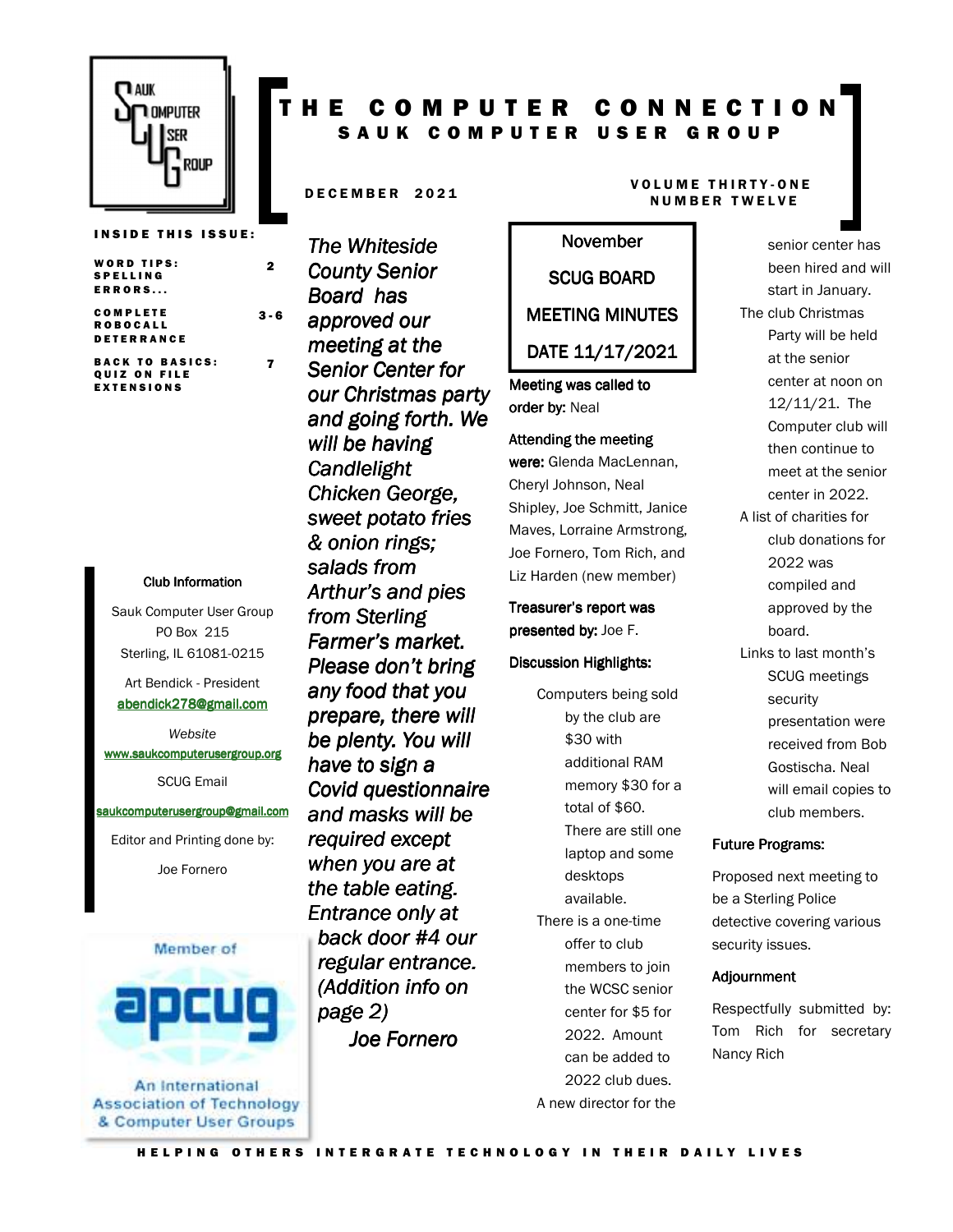# THE COMPUTER CONNECTION
## SAUK COMPUTER USER GROUP

DECEMBER 2021

VOLUME THIRTY-ONE NUMBER TWELVE

**INSIDE THIS ISSUE:**

| | |
|---|---|
| WORD TIPS: SPELLING ERRORS... | 2 |
| COMPLETE ROBOCALL DETERRANCE | 3-6 |
| BACK TO BASICS: QUIZ ON FILE EXTENSIONS | 7 |

*The Whiteside County Senior Board has approved our meeting at the Senior Center for our Christmas party and going forth. We will be having Candlelight Chicken George, sweet potato fries & onion rings; salads from Arthur's and pies from Sterling Farmer's market. Please don't bring any food that you prepare, there will be plenty. You will have to sign a Covid questionnaire and masks will be required except when you are at the table eating. Entrance only at back door #4 our regular entrance. (Addition info on page 2)*

*Joe Fornero*

## November SCUG BOARD MEETING MINUTES DATE 11/17/2021

**Meeting was called to order by:** Neal

**Attending the meeting were:** Glenda MacLennan, Cheryl Johnson, Neal Shipley, Joe Schmitt, Janice Maves, Lorraine Armstrong, Joe Fornero, Tom Rich, and Liz Harden (new member)

**Treasurer's report was presented by:** Joe F.

**Discussion Highlights:**

- Computers being sold by the club are $30 with additional RAM memory $30 for a total of $60. There are still one laptop and some desktops available.
- There is a one-time offer to club members to join the WCSC senior center for $5 for 2022. Amount can be added to 2022 club dues.
- A new director for the senior center has been hired and will start in January.
- The club Christmas Party will be held at the senior center at noon on 12/11/21. The Computer club will then continue to meet at the senior center in 2022.
- A list of charities for club donations for 2022 was compiled and approved by the board.
- Links to last month's SCUG meetings security presentation were received from Bob Gostischa. Neal will email copies to club members.

**Future Programs:**

Proposed next meeting to be a Sterling Police detective covering various security issues.

**Adjournment**

Respectfully submitted by: Tom Rich for secretary Nancy Rich

**Club Information**

Sauk Computer User Group
PO Box 215
Sterling, IL 61081-0215

Art Bendick - President
abendick278@gmail.com

*Website*
www.saukcomputerusergroup.org

SCUG Email
saukcomputerusergroup@gmail.com

Editor and Printing done by:
Joe Fornero

Member of apcug
An International Association of Technology & Computer User Groups

HELPING OTHERS INTERGRATE TECHNOLOGY IN THEIR DAILY LIVES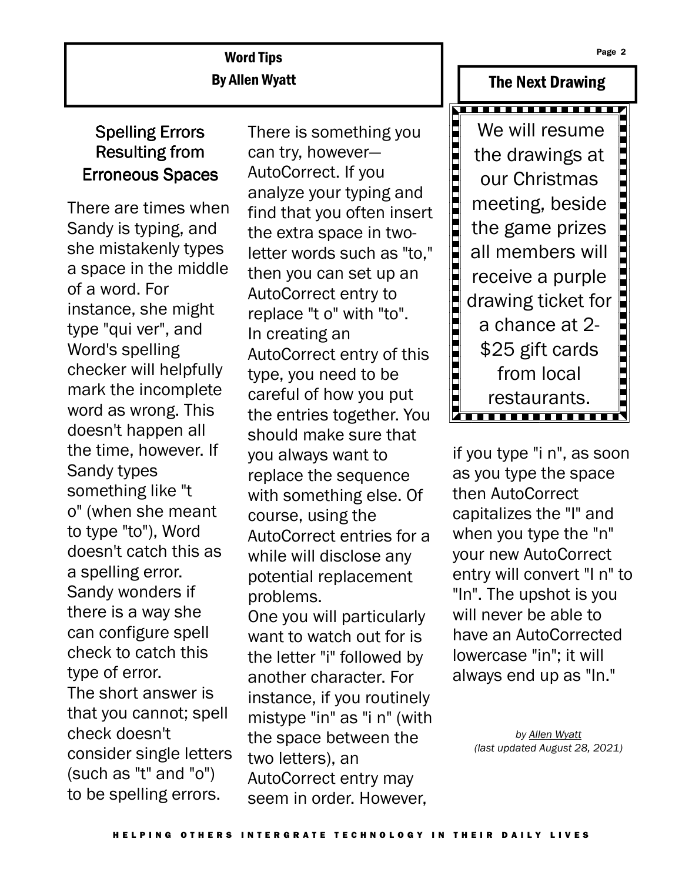## Word Tips
By Allen Wyatt

### Spelling Errors Resulting from Erroneous Spaces

There are times when Sandy is typing, and she mistakenly types a space in the middle of a word. For instance, she might type "qui ver", and Word's spelling checker will helpfully mark the incomplete word as wrong. This doesn't happen all the time, however. If Sandy types something like "t o" (when she meant to type "to"), Word doesn't catch this as a spelling error. Sandy wonders if there is a way she can configure spell check to catch this type of error.

The short answer is that you cannot; spell check doesn't consider single letters (such as "t" and "o") to be spelling errors.

There is something you can try, however—AutoCorrect. If you analyze your typing and find that you often insert the extra space in two-letter words such as "to," then you can set up an AutoCorrect entry to replace "t o" with "to".

In creating an AutoCorrect entry of this type, you need to be careful of how you put the entries together. You should make sure that you always want to replace the sequence with something else. Of course, using the AutoCorrect entries for a while will disclose any potential replacement problems.

One you will particularly want to watch out for is the letter "i" followed by another character. For instance, if you routinely mistype "in" as "i n" (with the space between the two letters), an AutoCorrect entry may seem in order. However, if you type "i n", as soon as you type the space then AutoCorrect capitalizes the "I" and when you type the "n" your new AutoCorrect entry will convert "I n" to "In". The upshot is you will never be able to have an AutoCorrected lowercase "in"; it will always end up as "In."

*by Allen Wyatt*
*(last updated August 28, 2021)*

## The Next Drawing

We will resume the drawings at our Christmas meeting, beside the game prizes all members will receive a purple drawing ticket for a chance at 2-$25 gift cards from local restaurants.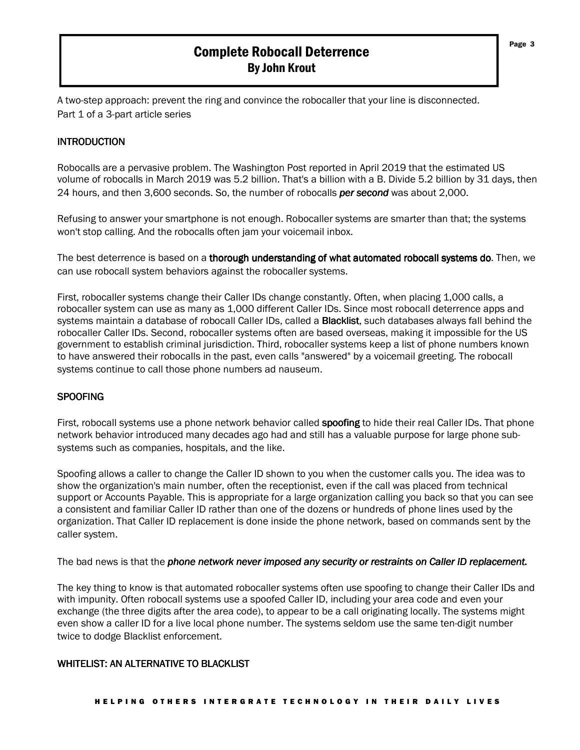# Complete Robocall Deterrence
## By John Krout

A two-step approach: prevent the ring and convince the robocaller that your line is disconnected.
Part 1 of a 3-part article series

### INTRODUCTION

Robocalls are a pervasive problem. The Washington Post reported in April 2019 that the estimated US volume of robocalls in March 2019 was 5.2 billion. That's a billion with a B. Divide 5.2 billion by 31 days, then 24 hours, and then 3,600 seconds. So, the number of robocalls ***per second*** was about 2,000.

Refusing to answer your smartphone is not enough. Robocaller systems are smarter than that; the systems won't stop calling. And the robocalls often jam your voicemail inbox.

The best deterrence is based on a **thorough understanding of what automated robocall systems do**. Then, we can use robocall system behaviors against the robocaller systems.

First, robocaller systems change their Caller IDs change constantly. Often, when placing 1,000 calls, a robocaller system can use as many as 1,000 different Caller IDs. Since most robocall deterrence apps and systems maintain a database of robocall Caller IDs, called a **Blacklist**, such databases always fall behind the robocaller Caller IDs. Second, robocaller systems often are based overseas, making it impossible for the US government to establish criminal jurisdiction. Third, robocaller systems keep a list of phone numbers known to have answered their robocalls in the past, even calls "answered" by a voicemail greeting. The robocall systems continue to call those phone numbers ad nauseum.

### SPOOFING

First, robocall systems use a phone network behavior called **spoofing** to hide their real Caller IDs. That phone network behavior introduced many decades ago had and still has a valuable purpose for large phone sub-systems such as companies, hospitals, and the like.

Spoofing allows a caller to change the Caller ID shown to you when the customer calls you. The idea was to show the organization's main number, often the receptionist, even if the call was placed from technical support or Accounts Payable. This is appropriate for a large organization calling you back so that you can see a consistent and familiar Caller ID rather than one of the dozens or hundreds of phone lines used by the organization. That Caller ID replacement is done inside the phone network, based on commands sent by the caller system.

The bad news is that the ***phone network never imposed any security or restraints on Caller ID replacement.***

The key thing to know is that automated robocaller systems often use spoofing to change their Caller IDs and with impunity. Often robocall systems use a spoofed Caller ID, including your area code and even your exchange (the three digits after the area code), to appear to be a call originating locally. The systems might even show a caller ID for a live local phone number. The systems seldom use the same ten-digit number twice to dodge Blacklist enforcement.

### WHITELIST: AN ALTERNATIVE TO BLACKLIST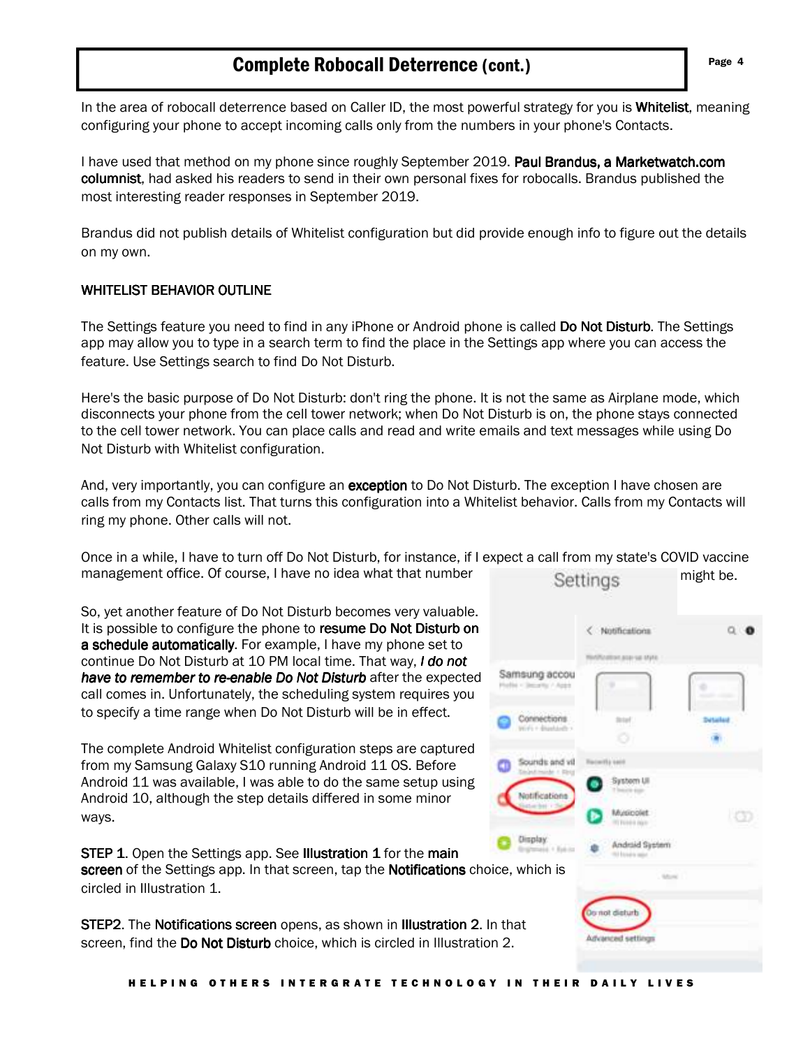# Complete Robocall Deterrence (cont.)

In the area of robocall deterrence based on Caller ID, the most powerful strategy for you is **Whitelist**, meaning configuring your phone to accept incoming calls only from the numbers in your phone's Contacts.

I have used that method on my phone since roughly September 2019. **Paul Brandus, a Marketwatch.com columnist**, had asked his readers to send in their own personal fixes for robocalls. Brandus published the most interesting reader responses in September 2019.

Brandus did not publish details of Whitelist configuration but did provide enough info to figure out the details on my own.

**WHITELIST BEHAVIOR OUTLINE**

The Settings feature you need to find in any iPhone or Android phone is called **Do Not Disturb**. The Settings app may allow you to type in a search term to find the place in the Settings app where you can access the feature. Use Settings search to find Do Not Disturb.

Here's the basic purpose of Do Not Disturb: don't ring the phone. It is not the same as Airplane mode, which disconnects your phone from the cell tower network; when Do Not Disturb is on, the phone stays connected to the cell tower network. You can place calls and read and write emails and text messages while using Do Not Disturb with Whitelist configuration.

And, very importantly, you can configure an **exception** to Do Not Disturb. The exception I have chosen are calls from my Contacts list. That turns this configuration into a Whitelist behavior. Calls from my Contacts will ring my phone. Other calls will not.

Once in a while, I have to turn off Do Not Disturb, for instance, if I expect a call from my state's COVID vaccine management office. Of course, I have no idea what that number might be.

So, yet another feature of Do Not Disturb becomes very valuable. It is possible to configure the phone to **resume Do Not Disturb on a schedule automatically**. For example, I have my phone set to continue Do Not Disturb at 10 PM local time. That way, ***I do not have to remember to re-enable Do Not Disturb*** after the expected call comes in. Unfortunately, the scheduling system requires you to specify a time range when Do Not Disturb will be in effect.

The complete Android Whitelist configuration steps are captured from my Samsung Galaxy S10 running Android 11 OS. Before Android 11 was available, I was able to do the same setup using Android 10, although the step details differed in some minor ways.

**STEP 1**. Open the Settings app. See **Illustration 1** for the **main screen** of the Settings app. In that screen, tap the **Notifications** choice, which is circled in Illustration 1.

**STEP2**. The **Notifications screen** opens, as shown in **Illustration 2**. In that screen, find the **Do Not Disturb** choice, which is circled in Illustration 2.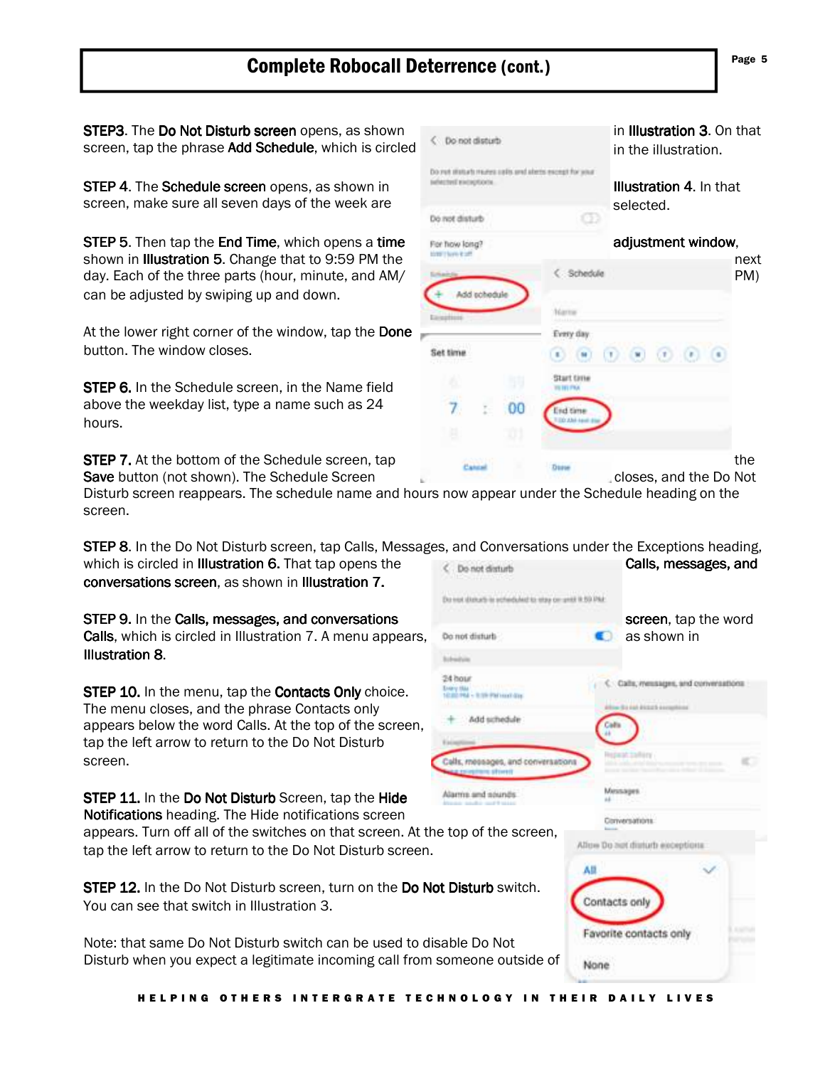# Complete Robocall Deterrence (cont.)

**STEP3**. The **Do Not Disturb screen** opens, as shown in **Illustration 3**. On that screen, tap the phrase **Add Schedule**, which is circled in the illustration.

**STEP 4**. The **Schedule screen** opens, as shown in **Illustration 4**. In that screen, make sure all seven days of the week are selected.

**STEP 5**. Then tap the **End Time**, which opens a **time adjustment window**, shown in **Illustration 5**. Change that to 9:59 PM the next day. Each of the three parts (hour, minute, and AM/PM) can be adjusted by swiping up and down.

At the lower right corner of the window, tap the **Done** button. The window closes.

**STEP 6.** In the Schedule screen, in the Name field above the weekday list, type a name such as 24 hours.

**STEP 7.** At the bottom of the Schedule screen, tap the **Save** button (not shown). The Schedule Screen closes, and the Do Not Disturb screen reappears. The schedule name and hours now appear under the Schedule heading on the screen.

**STEP 8**. In the Do Not Disturb screen, tap Calls, Messages, and Conversations under the Exceptions heading, which is circled in **Illustration 6.** That tap opens the **Calls, messages, and conversations screen**, as shown in **Illustration 7.**

**STEP 9.** In the **Calls, messages, and conversations screen**, tap the word **Calls**, which is circled in Illustration 7. A menu appears, as shown in **Illustration 8**.

**STEP 10.** In the menu, tap the **Contacts Only** choice. The menu closes, and the phrase Contacts only appears below the word Calls. At the top of the screen, tap the left arrow to return to the Do Not Disturb screen.

**STEP 11.** In the **Do Not Disturb** Screen, tap the **Hide Notifications** heading. The Hide notifications screen appears. Turn off all of the switches on that screen. At the top of the screen, tap the left arrow to return to the Do Not Disturb screen.

**STEP 12.** In the Do Not Disturb screen, turn on the **Do Not Disturb** switch. You can see that switch in Illustration 3.

Note: that same Do Not Disturb switch can be used to disable Do Not Disturb when you expect a legitimate incoming call from someone outside of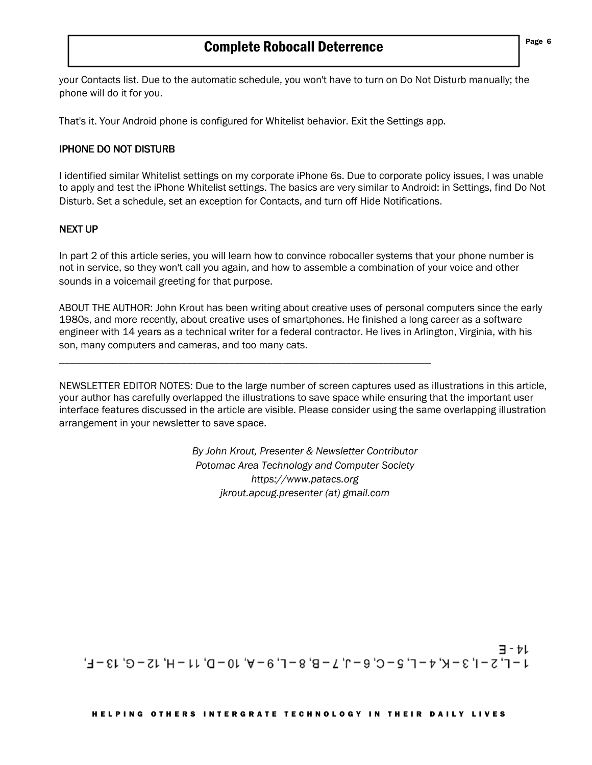your Contacts list. Due to the automatic schedule, you won't have to turn on Do Not Disturb manually; the phone will do it for you.

That's it. Your Android phone is configured for Whitelist behavior. Exit the Settings app.

### IPHONE DO NOT DISTURB

I identified similar Whitelist settings on my corporate iPhone 6s. Due to corporate policy issues, I was unable to apply and test the iPhone Whitelist settings. The basics are very similar to Android: in Settings, find Do Not Disturb. Set a schedule, set an exception for Contacts, and turn off Hide Notifications.

### NEXT UP

In part 2 of this article series, you will learn how to convince robocaller systems that your phone number is not in service, so they won't call you again, and how to assemble a combination of your voice and other sounds in a voicemail greeting for that purpose.

ABOUT THE AUTHOR: John Krout has been writing about creative uses of personal computers since the early 1980s, and more recently, about creative uses of smartphones. He finished a long career as a software engineer with 14 years as a technical writer for a federal contractor. He lives in Arlington, Virginia, with his son, many computers and cameras, and too many cats.

---

NEWSLETTER EDITOR NOTES: Due to the large number of screen captures used as illustrations in this article, your author has carefully overlapped the illustrations to save space while ensuring that the important user interface features discussed in the article are visible. Please consider using the same overlapping illustration arrangement in your newsletter to save space.

*By John Krout, Presenter & Newsletter Contributor*
*Potomac Area Technology and Computer Society*
*https://www.patacs.org*
*jkrout.apcug.presenter (at) gmail.com*

1 – L, 2 – I, 3 – K, 4 – L, 5 – C, 6 – J, 7 – B, 8 – L, 9 – A, 10 – D, 11 – H, 12 – G, 13 – F, 14 - E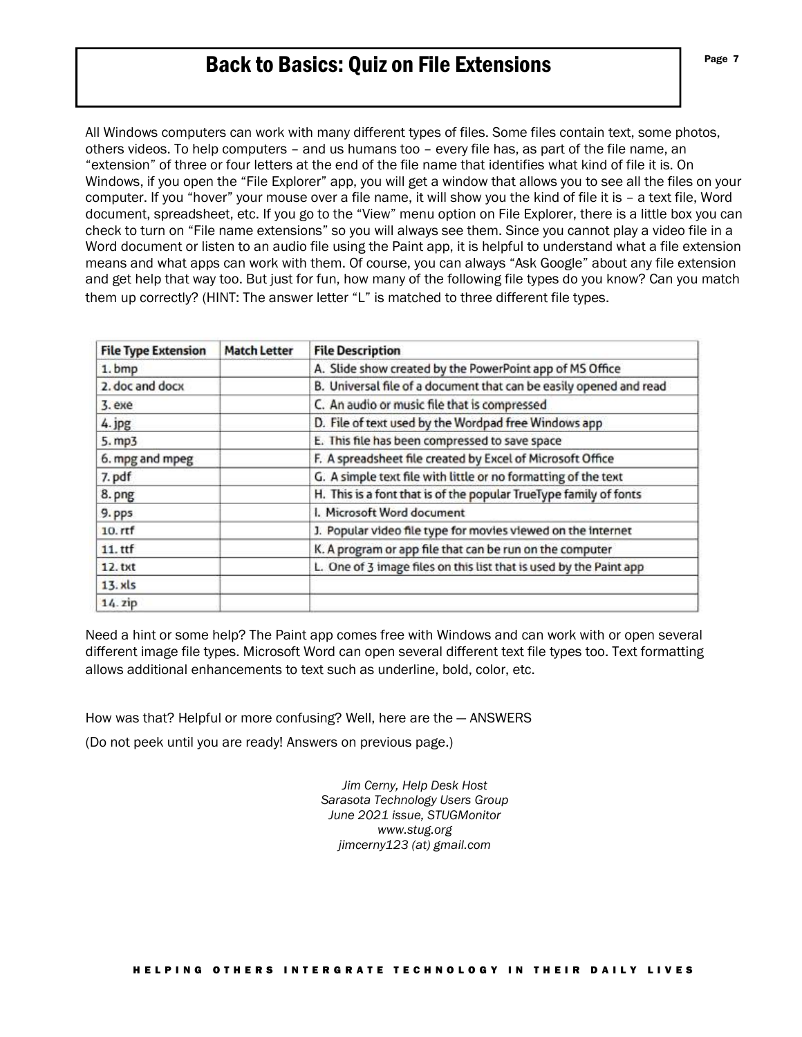# Back to Basics: Quiz on File Extensions

All Windows computers can work with many different types of files. Some files contain text, some photos, others videos. To help computers – and us humans too – every file has, as part of the file name, an "extension" of three or four letters at the end of the file name that identifies what kind of file it is. On Windows, if you open the "File Explorer" app, you will get a window that allows you to see all the files on your computer. If you "hover" your mouse over a file name, it will show you the kind of file it is – a text file, Word document, spreadsheet, etc. If you go to the "View" menu option on File Explorer, there is a little box you can check to turn on "File name extensions" so you will always see them. Since you cannot play a video file in a Word document or listen to an audio file using the Paint app, it is helpful to understand what a file extension means and what apps can work with them. Of course, you can always "Ask Google" about any file extension and get help that way too. But just for fun, how many of the following file types do you know? Can you match them up correctly? (HINT: The answer letter "L" is matched to three different file types.

| File Type Extension | Match Letter | File Description |
|---|---|---|
| 1. bmp | | A. Slide show created by the PowerPoint app of MS Office |
| 2. doc and docx | | B. Universal file of a document that can be easily opened and read |
| 3. exe | | C. An audio or music file that is compressed |
| 4. jpg | | D. File of text used by the Wordpad free Windows app |
| 5. mp3 | | E. This file has been compressed to save space |
| 6. mpg and mpeg | | F. A spreadsheet file created by Excel of Microsoft Office |
| 7. pdf | | G. A simple text file with little or no formatting of the text |
| 8. png | | H. This is a font that is of the popular TrueType family of fonts |
| 9. pps | | I. Microsoft Word document |
| 10. rtf | | J. Popular video file type for movies viewed on the internet |
| 11. ttf | | K. A program or app file that can be run on the computer |
| 12. txt | | L. One of 3 image files on this list that is used by the Paint app |
| 13. xls | | |
| 14. zip | | |

Need a hint or some help? The Paint app comes free with Windows and can work with or open several different image file types. Microsoft Word can open several different text file types too. Text formatting allows additional enhancements to text such as underline, bold, color, etc.

How was that? Helpful or more confusing? Well, here are the — ANSWERS

(Do not peek until you are ready! Answers on previous page.)

*Jim Cerny, Help Desk Host*
*Sarasota Technology Users Group*
*June 2021 issue, STUGMonitor*
*www.stug.org*
*jimcerny123 (at) gmail.com*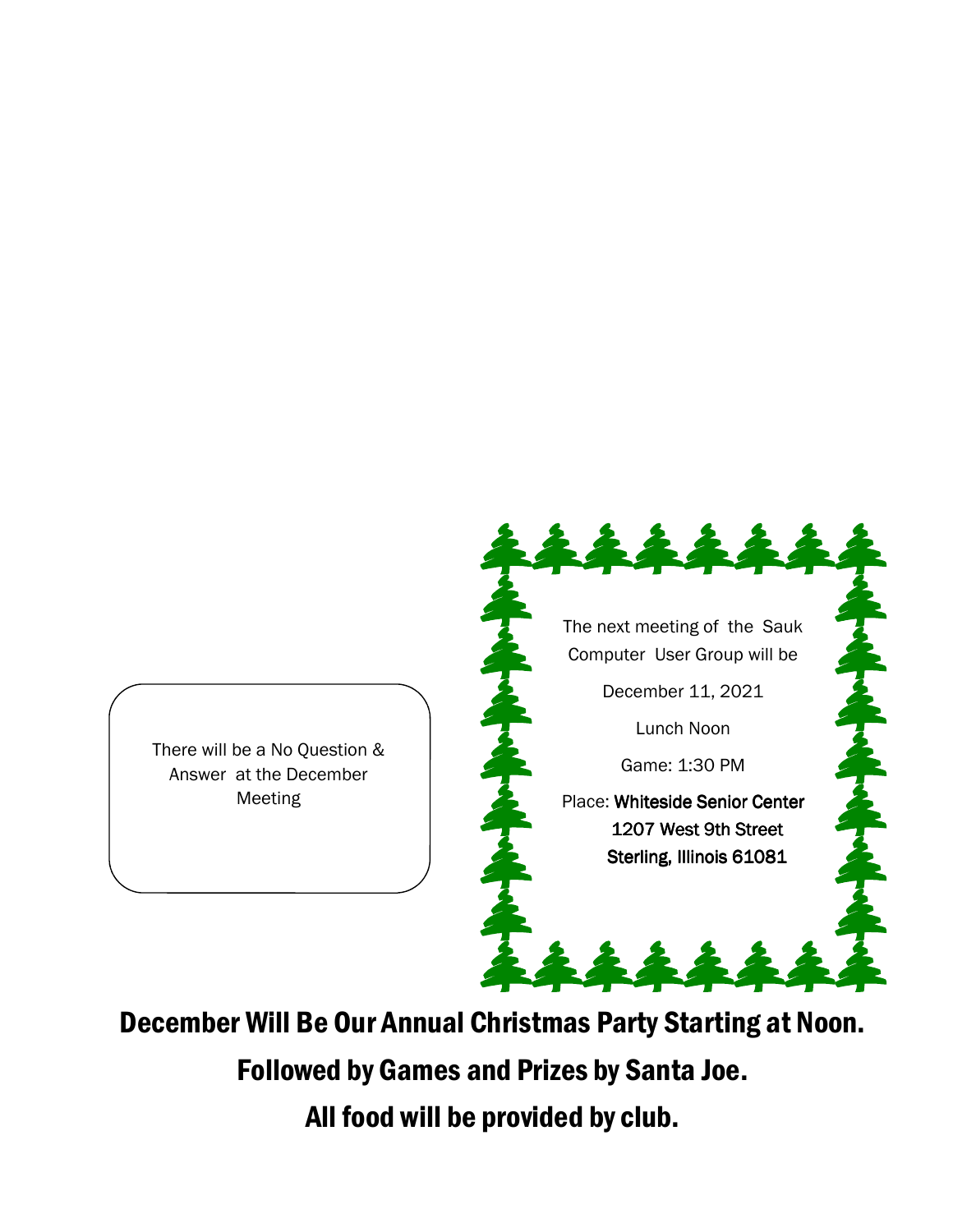There will be a No Question & Answer at the December Meeting

The next meeting of the Sauk Computer User Group will be

December 11, 2021

Lunch Noon

Game: 1:30 PM

Place: **Whiteside Senior Center**
**1207 West 9th Street**
**Sterling, Illinois 61081**

**December Will Be Our Annual Christmas Party Starting at Noon.**

**Followed by Games and Prizes by Santa Joe.**

**All food will be provided by club.**